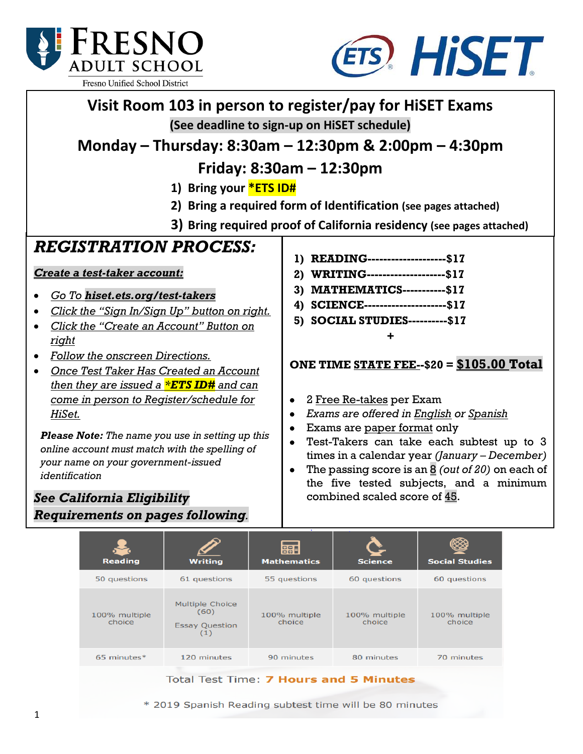FRESNO ADULT SCHOOL
Fresno Unified School District

ETS HiSET

## Visit Room 103 in person to register/pay for HiSET Exams

**(See deadline to sign-up on HiSET schedule)**

**Monday – Thursday: 8:30am – 12:30pm & 2:00pm – 4:30pm**

**Friday: 8:30am – 12:30pm**

1) **Bring your *ETS ID#**
2) **Bring a required form of Identification** (see pages attached)
3) **Bring required proof of California residency** (see pages attached)

## *REGISTRATION PROCESS:*

***Create a test-taker account:***

- *Go To **hiset.ets.org/test-takers***
- *Click the "Sign In/Sign Up" button on right.*
- *Click the "Create an Account" Button on right*
- *Follow the onscreen Directions.*
- *Once Test Taker Has Created an Account then they are issued a **\*ETS ID#** and can come in person to Register/schedule for HiSet.*

***Please Note:*** *The name you use in setting up this online account must match with the spelling of your name on your government-issued identification*

***See California Eligibility Requirements on pages following.***

1) **READING--------------------$17**
2) **WRITING--------------------$17**
3) **MATHEMATICS-----------$17**
4) **SCIENCE---------------------$17**
5) **SOCIAL STUDIES----------$17**

\+

**ONE TIME STATE FEE--$20 = $105.00 Total**

- 2 Free Re-takes per Exam
- *Exams are offered in English or Spanish*
- Exams are paper format only
- Test-Takers can take each subtest up to 3 times in a calendar year *(January – December)*
- The passing score is an 8 *(out of 20)* on each of the five tested subjects, and a minimum combined scaled score of 45.

| Reading | Writing | Mathematics | Science | Social Studies |
|---|---|---|---|---|
| 50 questions | 61 questions | 55 questions | 60 questions | 60 questions |
| 100% multiple choice | Multiple Choice (60) Essay Question (1) | 100% multiple choice | 100% multiple choice | 100% multiple choice |
| 65 minutes* | 120 minutes | 90 minutes | 80 minutes | 70 minutes |

Total Test Time: **7 Hours and 5 Minutes**

\* 2019 Spanish Reading subtest time will be 80 minutes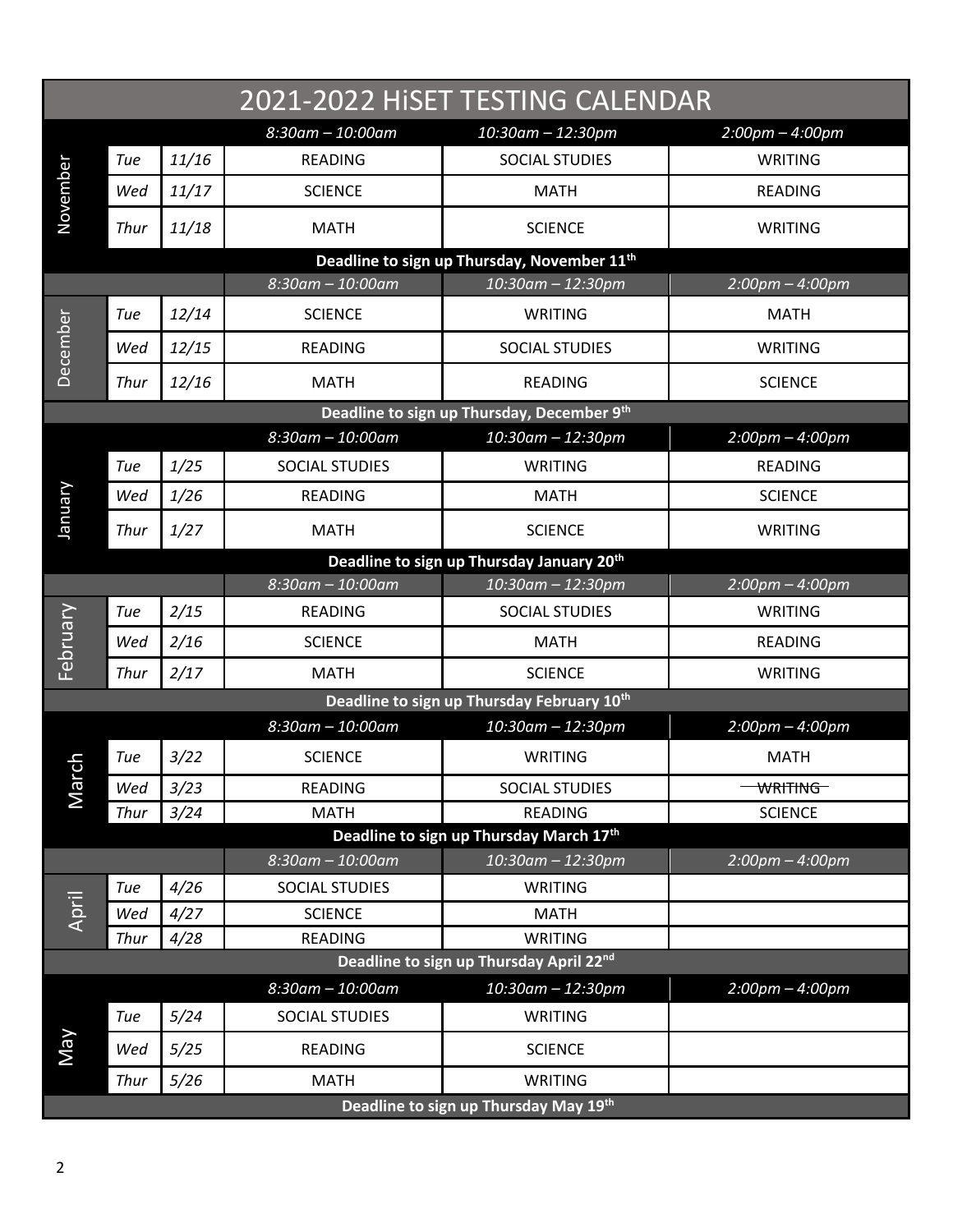# 2021-2022 HiSET TESTING CALENDAR

| | | | *8:30am – 10:00am* | *10:30am – 12:30pm* | *2:00pm – 4:00pm* |
|---|---|---|---|---|---|
| November | *Tue* | *11/16* | READING | SOCIAL STUDIES | WRITING |
| | *Wed* | *11/17* | SCIENCE | MATH | READING |
| | *Thur* | *11/18* | MATH | SCIENCE | WRITING |
| **Deadline to sign up Thursday, November 11th** | | | | | |
| | | | *8:30am – 10:00am* | *10:30am – 12:30pm* | *2:00pm – 4:00pm* |
| December | *Tue* | *12/14* | SCIENCE | WRITING | MATH |
| | *Wed* | *12/15* | READING | SOCIAL STUDIES | WRITING |
| | *Thur* | *12/16* | MATH | READING | SCIENCE |
| **Deadline to sign up Thursday, December 9th** | | | | | |
| | | | *8:30am – 10:00am* | *10:30am – 12:30pm* | *2:00pm – 4:00pm* |
| January | *Tue* | *1/25* | SOCIAL STUDIES | WRITING | READING |
| | *Wed* | *1/26* | READING | MATH | SCIENCE |
| | *Thur* | *1/27* | MATH | SCIENCE | WRITING |
| **Deadline to sign up Thursday January 20th** | | | | | |
| | | | *8:30am – 10:00am* | *10:30am – 12:30pm* | *2:00pm – 4:00pm* |
| February | *Tue* | *2/15* | READING | SOCIAL STUDIES | WRITING |
| | *Wed* | *2/16* | SCIENCE | MATH | READING |
| | *Thur* | *2/17* | MATH | SCIENCE | WRITING |
| **Deadline to sign up Thursday February 10th** | | | | | |
| | | | *8:30am – 10:00am* | *10:30am – 12:30pm* | *2:00pm – 4:00pm* |
| March | *Tue* | *3/22* | SCIENCE | WRITING | MATH |
| | *Wed* | *3/23* | READING | SOCIAL STUDIES | ~~WRITING~~ |
| | *Thur* | *3/24* | MATH | READING | SCIENCE |
| **Deadline to sign up Thursday March 17th** | | | | | |
| | | | *8:30am – 10:00am* | *10:30am – 12:30pm* | *2:00pm – 4:00pm* |
| April | *Tue* | *4/26* | SOCIAL STUDIES | WRITING | |
| | *Wed* | *4/27* | SCIENCE | MATH | |
| | *Thur* | *4/28* | READING | WRITING | |
| **Deadline to sign up Thursday April 22nd** | | | | | |
| | | | *8:30am – 10:00am* | *10:30am – 12:30pm* | *2:00pm – 4:00pm* |
| May | *Tue* | *5/24* | SOCIAL STUDIES | WRITING | |
| | *Wed* | *5/25* | READING | SCIENCE | |
| | *Thur* | *5/26* | MATH | WRITING | |
| **Deadline to sign up Thursday May 19th** | | | | | |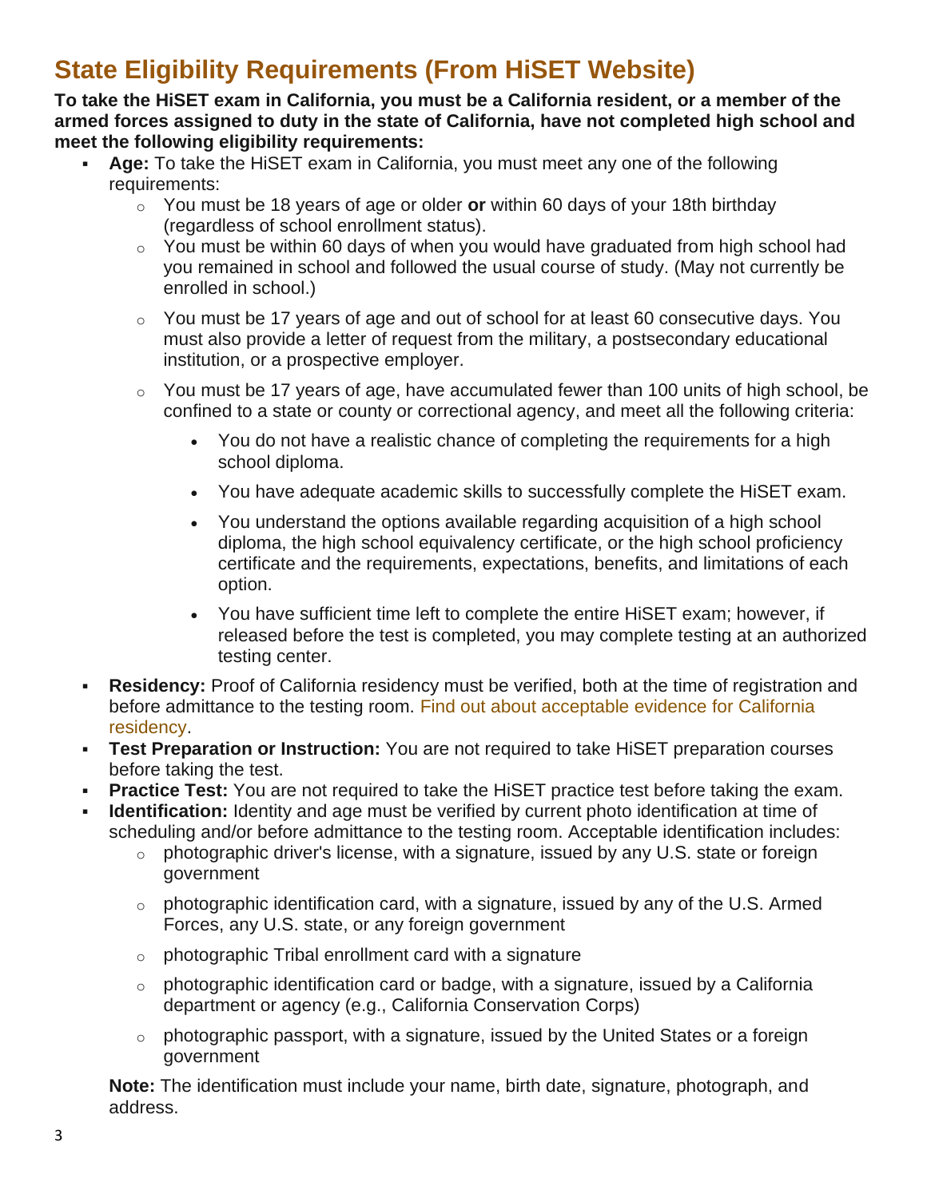## State Eligibility Requirements (From HiSET Website)

**To take the HiSET exam in California, you must be a California resident, or a member of the armed forces assigned to duty in the state of California, have not completed high school and meet the following eligibility requirements:**

- **Age:** To take the HiSET exam in California, you must meet any one of the following requirements:
  - You must be 18 years of age or older **or** within 60 days of your 18th birthday (regardless of school enrollment status).
  - You must be within 60 days of when you would have graduated from high school had you remained in school and followed the usual course of study. (May not currently be enrolled in school.)
  - You must be 17 years of age and out of school for at least 60 consecutive days. You must also provide a letter of request from the military, a postsecondary educational institution, or a prospective employer.
  - You must be 17 years of age, have accumulated fewer than 100 units of high school, be confined to a state or county or correctional agency, and meet all the following criteria:
    - You do not have a realistic chance of completing the requirements for a high school diploma.
    - You have adequate academic skills to successfully complete the HiSET exam.
    - You understand the options available regarding acquisition of a high school diploma, the high school equivalency certificate, or the high school proficiency certificate and the requirements, expectations, benefits, and limitations of each option.
    - You have sufficient time left to complete the entire HiSET exam; however, if released before the test is completed, you may complete testing at an authorized testing center.
- **Residency:** Proof of California residency must be verified, both at the time of registration and before admittance to the testing room. Find out about acceptable evidence for California residency.
- **Test Preparation or Instruction:** You are not required to take HiSET preparation courses before taking the test.
- **Practice Test:** You are not required to take the HiSET practice test before taking the exam.
- **Identification:** Identity and age must be verified by current photo identification at time of scheduling and/or before admittance to the testing room. Acceptable identification includes:
  - photographic driver's license, with a signature, issued by any U.S. state or foreign government
  - photographic identification card, with a signature, issued by any of the U.S. Armed Forces, any U.S. state, or any foreign government
  - photographic Tribal enrollment card with a signature
  - photographic identification card or badge, with a signature, issued by a California department or agency (e.g., California Conservation Corps)
  - photographic passport, with a signature, issued by the United States or a foreign government

  **Note:** The identification must include your name, birth date, signature, photograph, and address.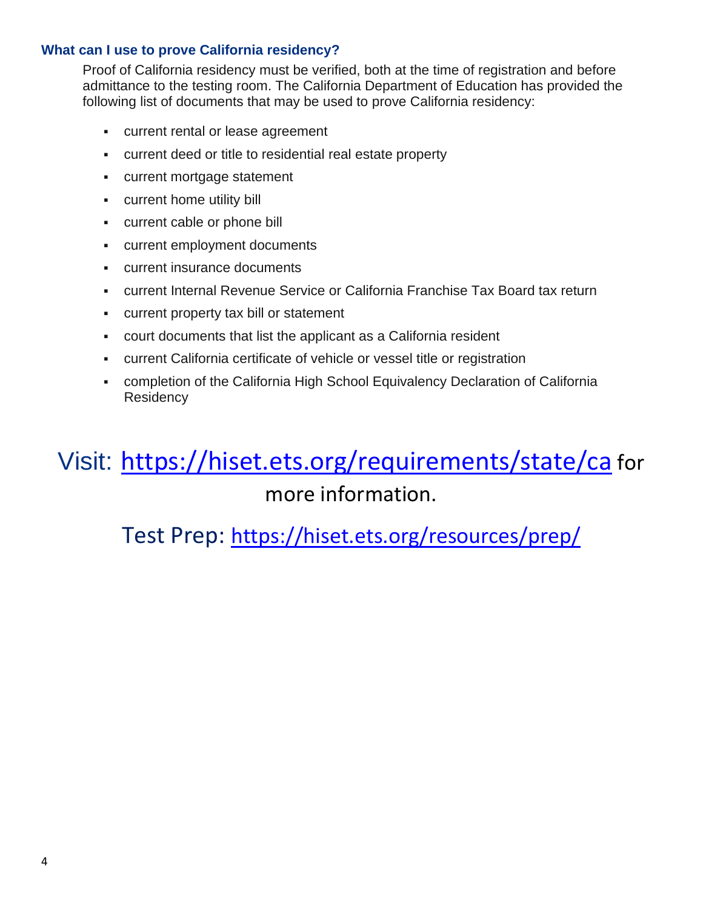### What can I use to prove California residency?

Proof of California residency must be verified, both at the time of registration and before admittance to the testing room. The California Department of Education has provided the following list of documents that may be used to prove California residency:

- current rental or lease agreement
- current deed or title to residential real estate property
- current mortgage statement
- current home utility bill
- current cable or phone bill
- current employment documents
- current insurance documents
- current Internal Revenue Service or California Franchise Tax Board tax return
- current property tax bill or statement
- court documents that list the applicant as a California resident
- current California certificate of vehicle or vessel title or registration
- completion of the California High School Equivalency Declaration of California Residency

Visit: [https://hiset.ets.org/requirements/state/ca](https://hiset.ets.org/requirements/state/ca) for more information.

Test Prep: [https://hiset.ets.org/resources/prep/](https://hiset.ets.org/resources/prep/)